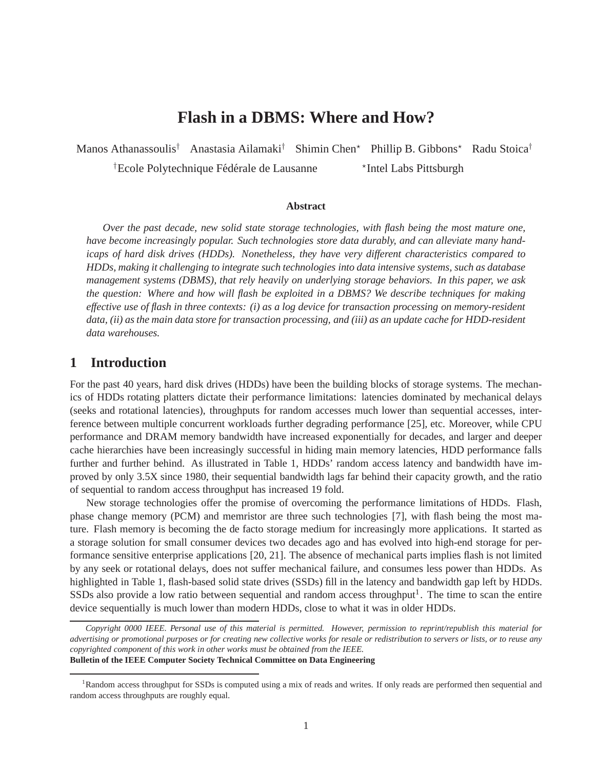# Flash in a DBMS: Where and How?

Manos Athanassoulis[†] Anastasia Ailamaki[†] Shimin Chen[⋆] Phillip B. Gibbons[⋆] Radu Stoica[†]

[†]Ecole Polytechnique Fédérale de Lausanne [⋆]Intel Labs Pittsburgh

### Abstract

*Over the past decade, new solid state storage technologies, with flash being the most mature one, have become increasingly popular. Such technologies store data durably, and can alleviate many handicaps of hard disk drives (HDDs). Nonetheless, they have very different characteristics compared to HDDs, making it challenging to integrate such technologies into data intensive systems, such as database management systems (DBMS), that rely heavily on underlying storage behaviors. In this paper, we ask the question: Where and how will flash be exploited in a DBMS? We describe techniques for making effective use of flash in three contexts: (i) as a log device for transaction processing on memory-resident data, (ii) as the main data store for transaction processing, and (iii) as an update cache for HDD-resident data warehouses.*

## 1 Introduction

For the past 40 years, hard disk drives (HDDs) have been the building blocks of storage systems. The mechanics of HDDs rotating platters dictate their performance limitations: latencies dominated by mechanical delays (seeks and rotational latencies), throughputs for random accesses much lower than sequential accesses, interference between multiple concurrent workloads further degrading performance [25], etc. Moreover, while CPU performance and DRAM memory bandwidth have increased exponentially for decades, and larger and deeper cache hierarchies have been increasingly successful in hiding main memory latencies, HDD performance falls further and further behind. As illustrated in Table 1, HDDs' random access latency and bandwidth have improved by only 3.5X since 1980, their sequential bandwidth lags far behind their capacity growth, and the ratio of sequential to random access throughput has increased 19 fold.

New storage technologies offer the promise of overcoming the performance limitations of HDDs. Flash, phase change memory (PCM) and memristor are three such technologies [7], with flash being the most mature. Flash memory is becoming the de facto storage medium for increasingly more applications. It started as a storage solution for small consumer devices two decades ago and has evolved into high-end storage for performance sensitive enterprise applications [20, 21]. The absence of mechanical parts implies flash is not limited by any seek or rotational delays, does not suffer mechanical failure, and consumes less power than HDDs. As highlighted in Table 1, flash-based solid state drives (SSDs) fill in the latency and bandwidth gap left by HDDs. SSDs also provide a low ratio between sequential and random access throughput[1]. The time to scan the entire device sequentially is much lower than modern HDDs, close to what it was in older HDDs.

*Copyright 0000 IEEE. Personal use of this material is permitted. However, permission to reprint/republish this material for advertising or promotional purposes or for creating new collective works for resale or redistribution to servers or lists, or to reuse any copyrighted component of this work in other works must be obtained from the IEEE.*

**Bulletin of the IEEE Computer Society Technical Committee on Data Engineering**

[1]Random access throughput for SSDs is computed using a mix of reads and writes. If only reads are performed then sequential and random access throughputs are roughly equal.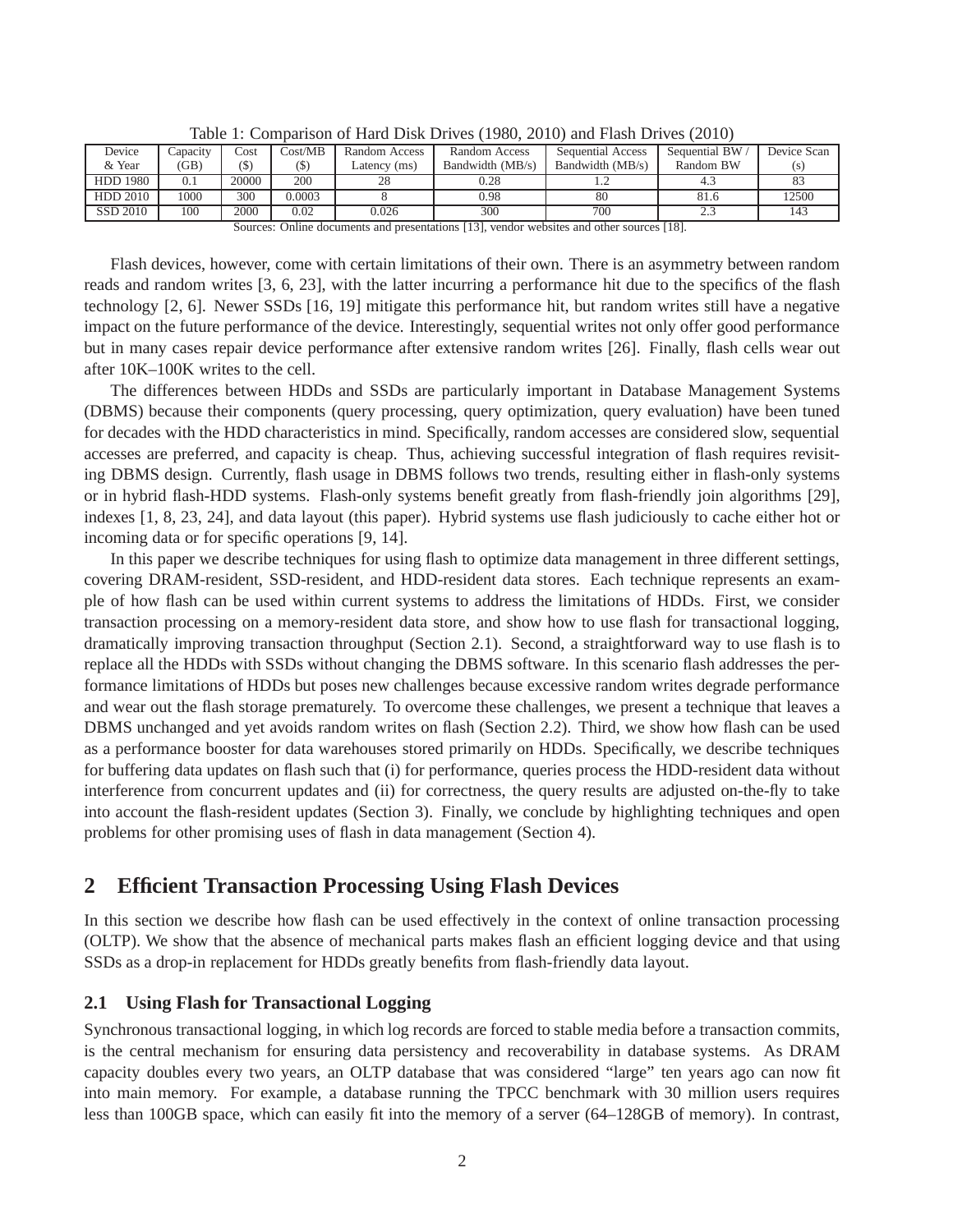Table 1: Comparison of Hard Disk Drives (1980, 2010) and Flash Drives (2010)

| Device & Year | Capacity (GB) | Cost ($) | Cost/MB ($) | Random Access Latency (ms) | Random Access Bandwidth (MB/s) | Sequential Access Bandwidth (MB/s) | Sequential BW / Random BW | Device Scan (s) |
|---|---|---|---|---|---|---|---|---|
| HDD 1980 | 0.1 | 20000 | 200 | 28 | 0.28 | 1.2 | 4.3 | 83 |
| HDD 2010 | 1000 | 300 | 0.0003 | 8 | 0.98 | 80 | 81.6 | 12500 |
| SSD 2010 | 100 | 2000 | 0.02 | 0.026 | 300 | 700 | 2.3 | 143 |

Sources: Online documents and presentations [13], vendor websites and other sources [18].

Flash devices, however, come with certain limitations of their own. There is an asymmetry between random reads and random writes [3, 6, 23], with the latter incurring a performance hit due to the specifics of the flash technology [2, 6]. Newer SSDs [16, 19] mitigate this performance hit, but random writes still have a negative impact on the future performance of the device. Interestingly, sequential writes not only offer good performance but in many cases repair device performance after extensive random writes [26]. Finally, flash cells wear out after 10K–100K writes to the cell.

The differences between HDDs and SSDs are particularly important in Database Management Systems (DBMS) because their components (query processing, query optimization, query evaluation) have been tuned for decades with the HDD characteristics in mind. Specifically, random accesses are considered slow, sequential accesses are preferred, and capacity is cheap. Thus, achieving successful integration of flash requires revisiting DBMS design. Currently, flash usage in DBMS follows two trends, resulting either in flash-only systems or in hybrid flash-HDD systems. Flash-only systems benefit greatly from flash-friendly join algorithms [29], indexes [1, 8, 23, 24], and data layout (this paper). Hybrid systems use flash judiciously to cache either hot or incoming data or for specific operations [9, 14].

In this paper we describe techniques for using flash to optimize data management in three different settings, covering DRAM-resident, SSD-resident, and HDD-resident data stores. Each technique represents an example of how flash can be used within current systems to address the limitations of HDDs. First, we consider transaction processing on a memory-resident data store, and show how to use flash for transactional logging, dramatically improving transaction throughput (Section 2.1). Second, a straightforward way to use flash is to replace all the HDDs with SSDs without changing the DBMS software. In this scenario flash addresses the performance limitations of HDDs but poses new challenges because excessive random writes degrade performance and wear out the flash storage prematurely. To overcome these challenges, we present a technique that leaves a DBMS unchanged and yet avoids random writes on flash (Section 2.2). Third, we show how flash can be used as a performance booster for data warehouses stored primarily on HDDs. Specifically, we describe techniques for buffering data updates on flash such that (i) for performance, queries process the HDD-resident data without interference from concurrent updates and (ii) for correctness, the query results are adjusted on-the-fly to take into account the flash-resident updates (Section 3). Finally, we conclude by highlighting techniques and open problems for other promising uses of flash in data management (Section 4).

## 2 Efficient Transaction Processing Using Flash Devices

In this section we describe how flash can be used effectively in the context of online transaction processing (OLTP). We show that the absence of mechanical parts makes flash an efficient logging device and that using SSDs as a drop-in replacement for HDDs greatly benefits from flash-friendly data layout.

### 2.1 Using Flash for Transactional Logging

Synchronous transactional logging, in which log records are forced to stable media before a transaction commits, is the central mechanism for ensuring data persistency and recoverability in database systems. As DRAM capacity doubles every two years, an OLTP database that was considered "large" ten years ago can now fit into main memory. For example, a database running the TPCC benchmark with 30 million users requires less than 100GB space, which can easily fit into the memory of a server (64–128GB of memory). In contrast,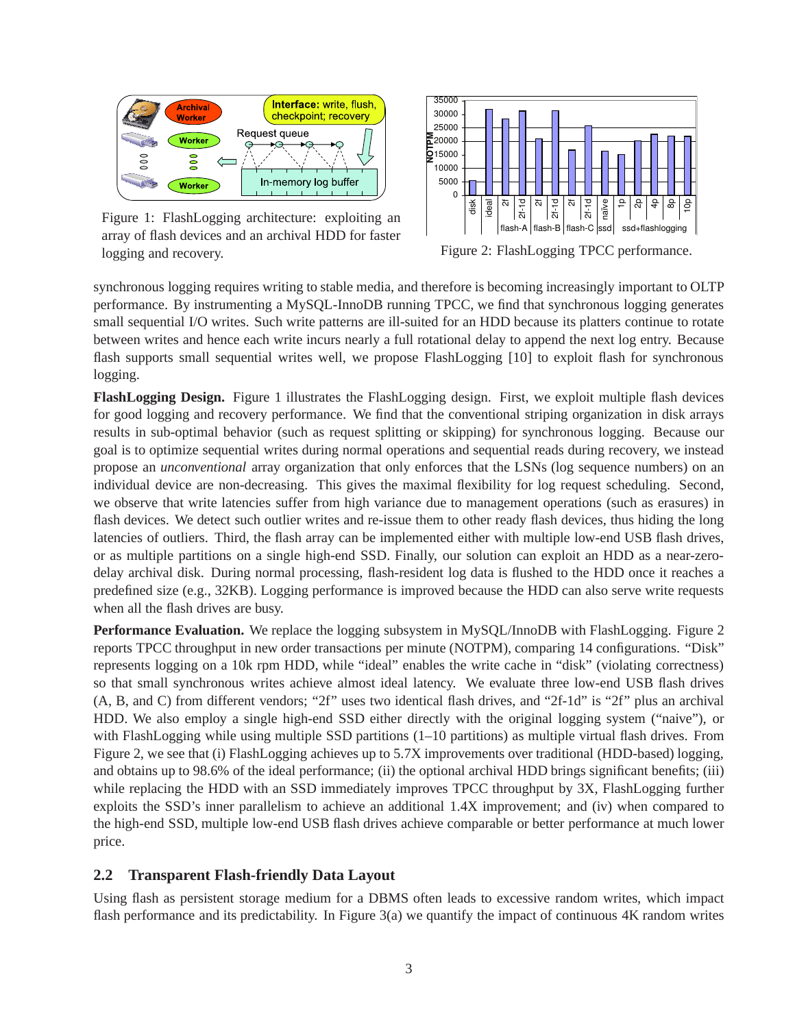Figure 1: FlashLogging architecture: exploiting an array of flash devices and an archival HDD for faster logging and recovery.

Figure 2: FlashLogging TPCC performance.

synchronous logging requires writing to stable media, and therefore is becoming increasingly important to OLTP performance. By instrumenting a MySQL-InnoDB running TPCC, we find that synchronous logging generates small sequential I/O writes. Such write patterns are ill-suited for an HDD because its platters continue to rotate between writes and hence each write incurs nearly a full rotational delay to append the next log entry. Because flash supports small sequential writes well, we propose FlashLogging [10] to exploit flash for synchronous logging.

**FlashLogging Design.** Figure 1 illustrates the FlashLogging design. First, we exploit multiple flash devices for good logging and recovery performance. We find that the conventional striping organization in disk arrays results in sub-optimal behavior (such as request splitting or skipping) for synchronous logging. Because our goal is to optimize sequential writes during normal operations and sequential reads during recovery, we instead propose an *unconventional* array organization that only enforces that the LSNs (log sequence numbers) on an individual device are non-decreasing. This gives the maximal flexibility for log request scheduling. Second, we observe that write latencies suffer from high variance due to management operations (such as erasures) in flash devices. We detect such outlier writes and re-issue them to other ready flash devices, thus hiding the long latencies of outliers. Third, the flash array can be implemented either with multiple low-end USB flash drives, or as multiple partitions on a single high-end SSD. Finally, our solution can exploit an HDD as a near-zero-delay archival disk. During normal processing, flash-resident log data is flushed to the HDD once it reaches a predefined size (e.g., 32KB). Logging performance is improved because the HDD can also serve write requests when all the flash drives are busy.

**Performance Evaluation.** We replace the logging subsystem in MySQL/InnoDB with FlashLogging. Figure 2 reports TPCC throughput in new order transactions per minute (NOTPM), comparing 14 configurations. "Disk" represents logging on a 10k rpm HDD, while "ideal" enables the write cache in "disk" (violating correctness) so that small synchronous writes achieve almost ideal latency. We evaluate three low-end USB flash drives (A, B, and C) from different vendors; "2f" uses two identical flash drives, and "2f-1d" is "2f" plus an archival HDD. We also employ a single high-end SSD either directly with the original logging system ("naive"), or with FlashLogging while using multiple SSD partitions (1–10 partitions) as multiple virtual flash drives. From Figure 2, we see that (i) FlashLogging achieves up to 5.7X improvements over traditional (HDD-based) logging, and obtains up to 98.6% of the ideal performance; (ii) the optional archival HDD brings significant benefits; (iii) while replacing the HDD with an SSD immediately improves TPCC throughput by 3X, FlashLogging further exploits the SSD's inner parallelism to achieve an additional 1.4X improvement; and (iv) when compared to the high-end SSD, multiple low-end USB flash drives achieve comparable or better performance at much lower price.

## 2.2 Transparent Flash-friendly Data Layout

Using flash as persistent storage medium for a DBMS often leads to excessive random writes, which impact flash performance and its predictability. In Figure 3(a) we quantify the impact of continuous 4K random writes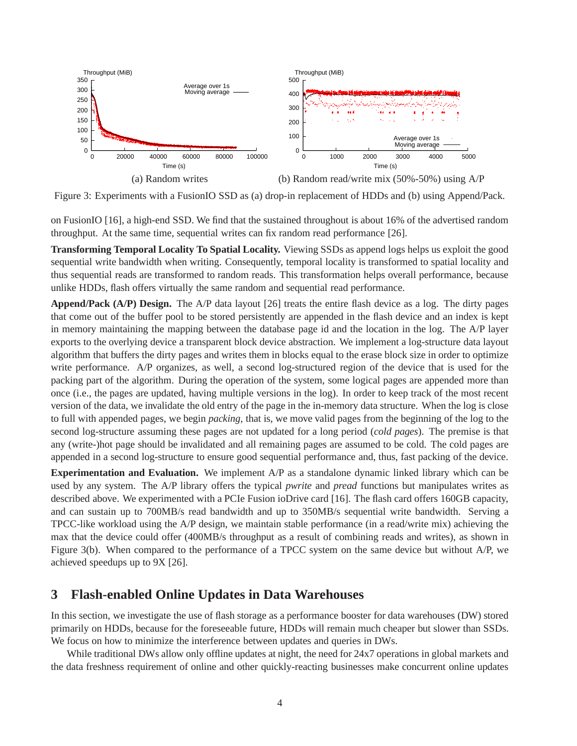(a) Random writes

(b) Random read/write mix (50%-50%) using A/P

Figure 3: Experiments with a FusionIO SSD as (a) drop-in replacement of HDDs and (b) using Append/Pack.

on FusionIO [16], a high-end SSD. We find that the sustained throughout is about 16% of the advertised random throughput. At the same time, sequential writes can fix random read performance [26].

**Transforming Temporal Locality To Spatial Locality.** Viewing SSDs as append logs helps us exploit the good sequential write bandwidth when writing. Consequently, temporal locality is transformed to spatial locality and thus sequential reads are transformed to random reads. This transformation helps overall performance, because unlike HDDs, flash offers virtually the same random and sequential read performance.

**Append/Pack (A/P) Design.** The A/P data layout [26] treats the entire flash device as a log. The dirty pages that come out of the buffer pool to be stored persistently are appended in the flash device and an index is kept in memory maintaining the mapping between the database page id and the location in the log. The A/P layer exports to the overlying device a transparent block device abstraction. We implement a log-structure data layout algorithm that buffers the dirty pages and writes them in blocks equal to the erase block size in order to optimize write performance. A/P organizes, as well, a second log-structured region of the device that is used for the packing part of the algorithm. During the operation of the system, some logical pages are appended more than once (i.e., the pages are updated, having multiple versions in the log). In order to keep track of the most recent version of the data, we invalidate the old entry of the page in the in-memory data structure. When the log is close to full with appended pages, we begin *packing*, that is, we move valid pages from the beginning of the log to the second log-structure assuming these pages are not updated for a long period (*cold pages*). The premise is that any (write-)hot page should be invalidated and all remaining pages are assumed to be cold. The cold pages are appended in a second log-structure to ensure good sequential performance and, thus, fast packing of the device.

**Experimentation and Evaluation.** We implement A/P as a standalone dynamic linked library which can be used by any system. The A/P library offers the typical *pwrite* and *pread* functions but manipulates writes as described above. We experimented with a PCIe Fusion ioDrive card [16]. The flash card offers 160GB capacity, and can sustain up to 700MB/s read bandwidth and up to 350MB/s sequential write bandwidth. Serving a TPCC-like workload using the A/P design, we maintain stable performance (in a read/write mix) achieving the max that the device could offer (400MB/s throughput as a result of combining reads and writes), as shown in Figure 3(b). When compared to the performance of a TPCC system on the same device but without A/P, we achieved speedups up to 9X [26].

## 3 Flash-enabled Online Updates in Data Warehouses

In this section, we investigate the use of flash storage as a performance booster for data warehouses (DW) stored primarily on HDDs, because for the foreseeable future, HDDs will remain much cheaper but slower than SSDs. We focus on how to minimize the interference between updates and queries in DWs.

While traditional DWs allow only offline updates at night, the need for 24x7 operations in global markets and the data freshness requirement of online and other quickly-reacting businesses make concurrent online updates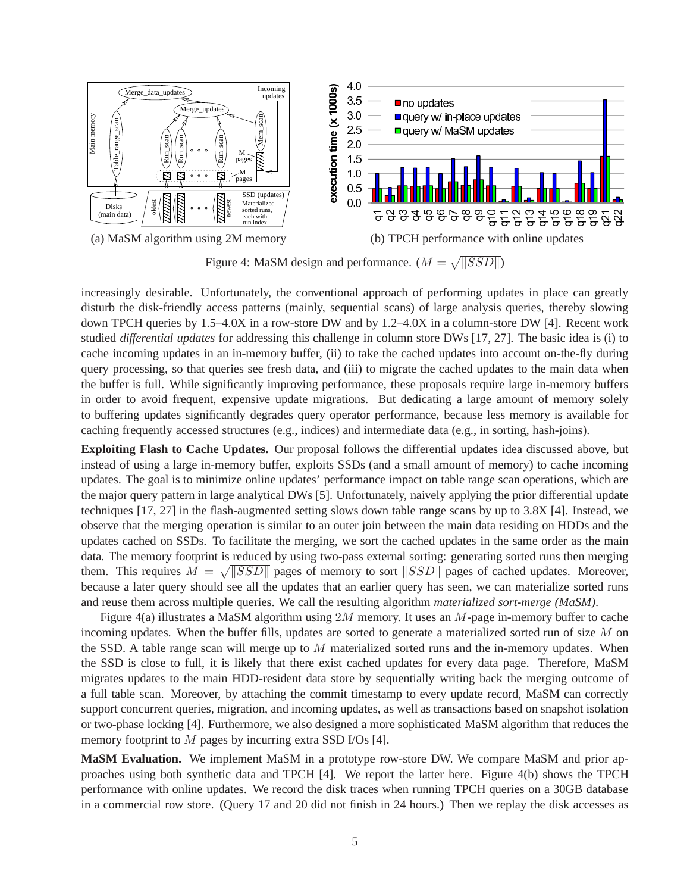(a) MaSM algorithm using 2M memory

(b) TPCH performance with online updates

Figure 4: MaSM design and performance. ($M = \sqrt{\|SSD\|}$)

increasingly desirable. Unfortunately, the conventional approach of performing updates in place can greatly disturb the disk-friendly access patterns (mainly, sequential scans) of large analysis queries, thereby slowing down TPCH queries by 1.5–4.0X in a row-store DW and by 1.2–4.0X in a column-store DW [4]. Recent work studied *differential updates* for addressing this challenge in column store DWs [17, 27]. The basic idea is (i) to cache incoming updates in an in-memory buffer, (ii) to take the cached updates into account on-the-fly during query processing, so that queries see fresh data, and (iii) to migrate the cached updates to the main data when the buffer is full. While significantly improving performance, these proposals require large in-memory buffers in order to avoid frequent, expensive update migrations. But dedicating a large amount of memory solely to buffering updates significantly degrades query operator performance, because less memory is available for caching frequently accessed structures (e.g., indices) and intermediate data (e.g., in sorting, hash-joins).

**Exploiting Flash to Cache Updates.** Our proposal follows the differential updates idea discussed above, but instead of using a large in-memory buffer, exploits SSDs (and a small amount of memory) to cache incoming updates. The goal is to minimize online updates' performance impact on table range scan operations, which are the major query pattern in large analytical DWs [5]. Unfortunately, naively applying the prior differential update techniques [17, 27] in the flash-augmented setting slows down table range scans by up to 3.8X [4]. Instead, we observe that the merging operation is similar to an outer join between the main data residing on HDDs and the updates cached on SSDs. To facilitate the merging, we sort the cached updates in the same order as the main data. The memory footprint is reduced by using two-pass external sorting: generating sorted runs then merging them. This requires $M = \sqrt{\|SSD\|}$ pages of memory to sort $\|SSD\|$ pages of cached updates. Moreover, because a later query should see all the updates that an earlier query has seen, we can materialize sorted runs and reuse them across multiple queries. We call the resulting algorithm *materialized sort-merge (MaSM)*.

Figure 4(a) illustrates a MaSM algorithm using $2M$ memory. It uses an $M$-page in-memory buffer to cache incoming updates. When the buffer fills, updates are sorted to generate a materialized sorted run of size $M$ on the SSD. A table range scan will merge up to $M$ materialized sorted runs and the in-memory updates. When the SSD is close to full, it is likely that there exist cached updates for every data page. Therefore, MaSM migrates updates to the main HDD-resident data store by sequentially writing back the merging outcome of a full table scan. Moreover, by attaching the commit timestamp to every update record, MaSM can correctly support concurrent queries, migration, and incoming updates, as well as transactions based on snapshot isolation or two-phase locking [4]. Furthermore, we also designed a more sophisticated MaSM algorithm that reduces the memory footprint to $M$ pages by incurring extra SSD I/Os [4].

**MaSM Evaluation.** We implement MaSM in a prototype row-store DW. We compare MaSM and prior approaches using both synthetic data and TPCH [4]. We report the latter here. Figure 4(b) shows the TPCH performance with online updates. We record the disk traces when running TPCH queries on a 30GB database in a commercial row store. (Query 17 and 20 did not finish in 24 hours.) Then we replay the disk accesses as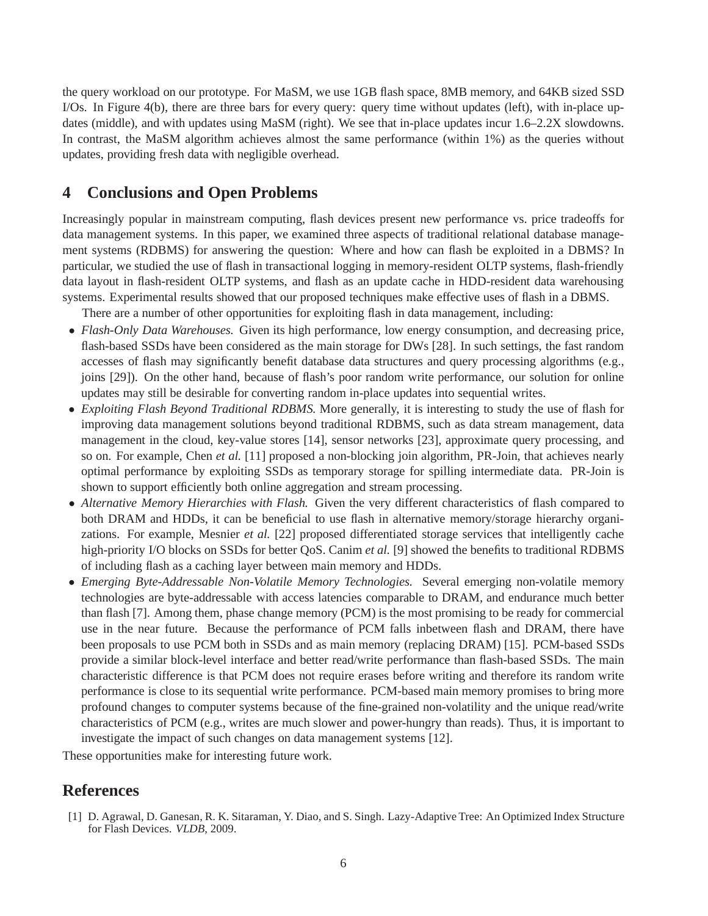the query workload on our prototype. For MaSM, we use 1GB flash space, 8MB memory, and 64KB sized SSD I/Os. In Figure 4(b), there are three bars for every query: query time without updates (left), with in-place updates (middle), and with updates using MaSM (right). We see that in-place updates incur 1.6–2.2X slowdowns. In contrast, the MaSM algorithm achieves almost the same performance (within 1%) as the queries without updates, providing fresh data with negligible overhead.

## 4 Conclusions and Open Problems

Increasingly popular in mainstream computing, flash devices present new performance vs. price tradeoffs for data management systems. In this paper, we examined three aspects of traditional relational database management systems (RDBMS) for answering the question: Where and how can flash be exploited in a DBMS? In particular, we studied the use of flash in transactional logging in memory-resident OLTP systems, flash-friendly data layout in flash-resident OLTP systems, and flash as an update cache in HDD-resident data warehousing systems. Experimental results showed that our proposed techniques make effective uses of flash in a DBMS.

There are a number of other opportunities for exploiting flash in data management, including:

- *Flash-Only Data Warehouses.* Given its high performance, low energy consumption, and decreasing price, flash-based SSDs have been considered as the main storage for DWs [28]. In such settings, the fast random accesses of flash may significantly benefit database data structures and query processing algorithms (e.g., joins [29]). On the other hand, because of flash's poor random write performance, our solution for online updates may still be desirable for converting random in-place updates into sequential writes.
- *Exploiting Flash Beyond Traditional RDBMS.* More generally, it is interesting to study the use of flash for improving data management solutions beyond traditional RDBMS, such as data stream management, data management in the cloud, key-value stores [14], sensor networks [23], approximate query processing, and so on. For example, Chen *et al.* [11] proposed a non-blocking join algorithm, PR-Join, that achieves nearly optimal performance by exploiting SSDs as temporary storage for spilling intermediate data. PR-Join is shown to support efficiently both online aggregation and stream processing.
- *Alternative Memory Hierarchies with Flash.* Given the very different characteristics of flash compared to both DRAM and HDDs, it can be beneficial to use flash in alternative memory/storage hierarchy organizations. For example, Mesnier *et al.* [22] proposed differentiated storage services that intelligently cache high-priority I/O blocks on SSDs for better QoS. Canim *et al.* [9] showed the benefits to traditional RDBMS of including flash as a caching layer between main memory and HDDs.
- *Emerging Byte-Addressable Non-Volatile Memory Technologies.* Several emerging non-volatile memory technologies are byte-addressable with access latencies comparable to DRAM, and endurance much better than flash [7]. Among them, phase change memory (PCM) is the most promising to be ready for commercial use in the near future. Because the performance of PCM falls inbetween flash and DRAM, there have been proposals to use PCM both in SSDs and as main memory (replacing DRAM) [15]. PCM-based SSDs provide a similar block-level interface and better read/write performance than flash-based SSDs. The main characteristic difference is that PCM does not require erases before writing and therefore its random write performance is close to its sequential write performance. PCM-based main memory promises to bring more profound changes to computer systems because of the fine-grained non-volatility and the unique read/write characteristics of PCM (e.g., writes are much slower and power-hungry than reads). Thus, it is important to investigate the impact of such changes on data management systems [12].

These opportunities make for interesting future work.

## References

[1] D. Agrawal, D. Ganesan, R. K. Sitaraman, Y. Diao, and S. Singh. Lazy-Adaptive Tree: An Optimized Index Structure for Flash Devices. *VLDB*, 2009.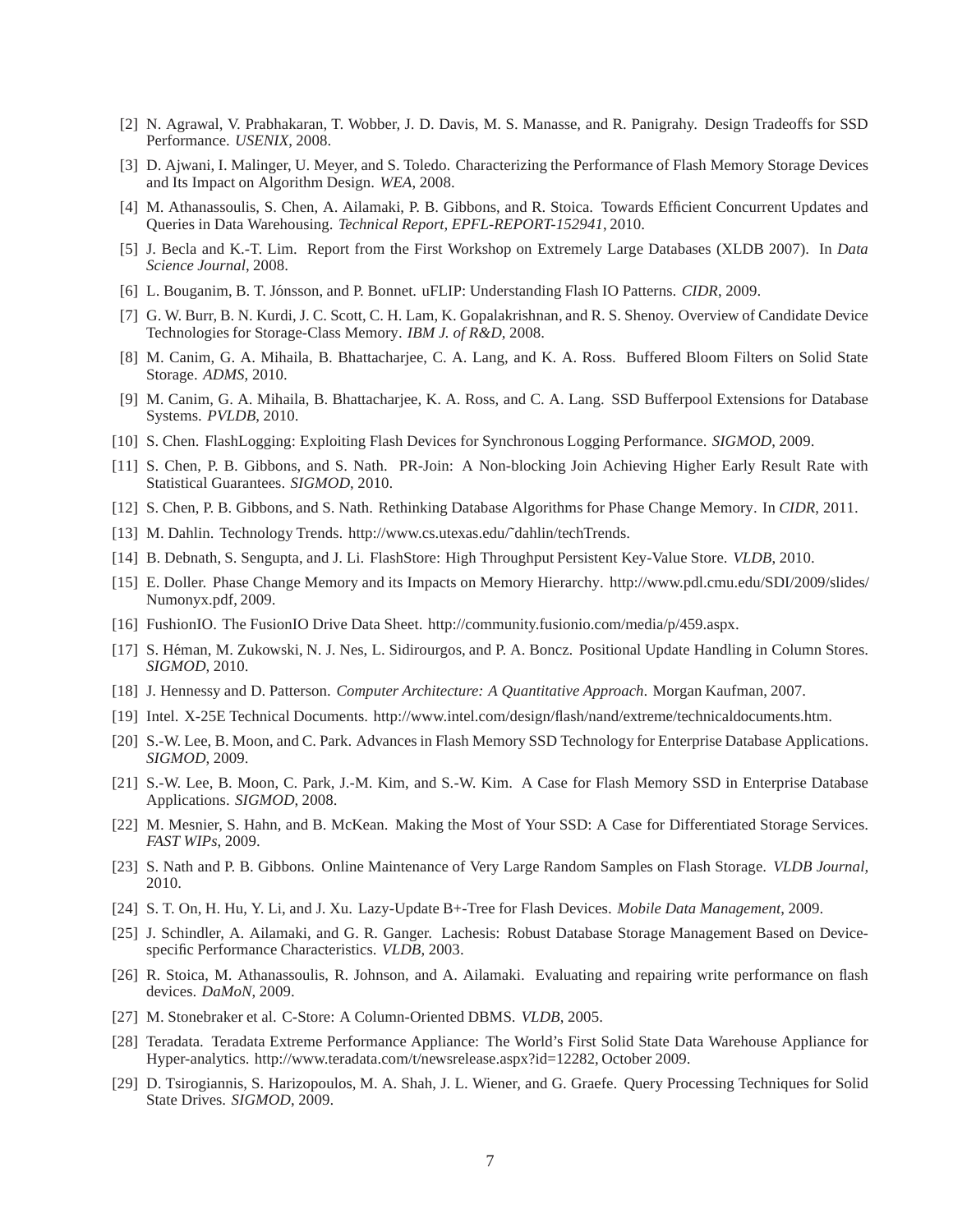[2] N. Agrawal, V. Prabhakaran, T. Wobber, J. D. Davis, M. S. Manasse, and R. Panigrahy. Design Tradeoffs for SSD Performance. *USENIX*, 2008.

[3] D. Ajwani, I. Malinger, U. Meyer, and S. Toledo. Characterizing the Performance of Flash Memory Storage Devices and Its Impact on Algorithm Design. *WEA*, 2008.

[4] M. Athanassoulis, S. Chen, A. Ailamaki, P. B. Gibbons, and R. Stoica. Towards Efficient Concurrent Updates and Queries in Data Warehousing. *Technical Report, EPFL-REPORT-152941*, 2010.

[5] J. Becla and K.-T. Lim. Report from the First Workshop on Extremely Large Databases (XLDB 2007). In *Data Science Journal*, 2008.

[6] L. Bouganim, B. T. Jónsson, and P. Bonnet. uFLIP: Understanding Flash IO Patterns. *CIDR*, 2009.

[7] G. W. Burr, B. N. Kurdi, J. C. Scott, C. H. Lam, K. Gopalakrishnan, and R. S. Shenoy. Overview of Candidate Device Technologies for Storage-Class Memory. *IBM J. of R&D*, 2008.

[8] M. Canim, G. A. Mihaila, B. Bhattacharjee, C. A. Lang, and K. A. Ross. Buffered Bloom Filters on Solid State Storage. *ADMS*, 2010.

[9] M. Canim, G. A. Mihaila, B. Bhattacharjee, K. A. Ross, and C. A. Lang. SSD Bufferpool Extensions for Database Systems. *PVLDB*, 2010.

[10] S. Chen. FlashLogging: Exploiting Flash Devices for Synchronous Logging Performance. *SIGMOD*, 2009.

[11] S. Chen, P. B. Gibbons, and S. Nath. PR-Join: A Non-blocking Join Achieving Higher Early Result Rate with Statistical Guarantees. *SIGMOD*, 2010.

[12] S. Chen, P. B. Gibbons, and S. Nath. Rethinking Database Algorithms for Phase Change Memory. In *CIDR*, 2011.

[13] M. Dahlin. Technology Trends. http://www.cs.utexas.edu/~dahlin/techTrends.

[14] B. Debnath, S. Sengupta, and J. Li. FlashStore: High Throughput Persistent Key-Value Store. *VLDB*, 2010.

[15] E. Doller. Phase Change Memory and its Impacts on Memory Hierarchy. http://www.pdl.cmu.edu/SDI/2009/slides/Numonyx.pdf, 2009.

[16] FushionIO. The FusionIO Drive Data Sheet. http://community.fusionio.com/media/p/459.aspx.

[17] S. Héman, M. Zukowski, N. J. Nes, L. Sidirourgos, and P. A. Boncz. Positional Update Handling in Column Stores. *SIGMOD*, 2010.

[18] J. Hennessy and D. Patterson. *Computer Architecture: A Quantitative Approach*. Morgan Kaufman, 2007.

[19] Intel. X-25E Technical Documents. http://www.intel.com/design/flash/nand/extreme/technicaldocuments.htm.

[20] S.-W. Lee, B. Moon, and C. Park. Advances in Flash Memory SSD Technology for Enterprise Database Applications. *SIGMOD*, 2009.

[21] S.-W. Lee, B. Moon, C. Park, J.-M. Kim, and S.-W. Kim. A Case for Flash Memory SSD in Enterprise Database Applications. *SIGMOD*, 2008.

[22] M. Mesnier, S. Hahn, and B. McKean. Making the Most of Your SSD: A Case for Differentiated Storage Services. *FAST WIPs*, 2009.

[23] S. Nath and P. B. Gibbons. Online Maintenance of Very Large Random Samples on Flash Storage. *VLDB Journal*, 2010.

[24] S. T. On, H. Hu, Y. Li, and J. Xu. Lazy-Update B+-Tree for Flash Devices. *Mobile Data Management*, 2009.

[25] J. Schindler, A. Ailamaki, and G. R. Ganger. Lachesis: Robust Database Storage Management Based on Device-specific Performance Characteristics. *VLDB*, 2003.

[26] R. Stoica, M. Athanassoulis, R. Johnson, and A. Ailamaki. Evaluating and repairing write performance on flash devices. *DaMoN*, 2009.

[27] M. Stonebraker et al. C-Store: A Column-Oriented DBMS. *VLDB*, 2005.

[28] Teradata. Teradata Extreme Performance Appliance: The World's First Solid State Data Warehouse Appliance for Hyper-analytics. http://www.teradata.com/t/newsrelease.aspx?id=12282, October 2009.

[29] D. Tsirogiannis, S. Harizopoulos, M. A. Shah, J. L. Wiener, and G. Graefe. Query Processing Techniques for Solid State Drives. *SIGMOD*, 2009.